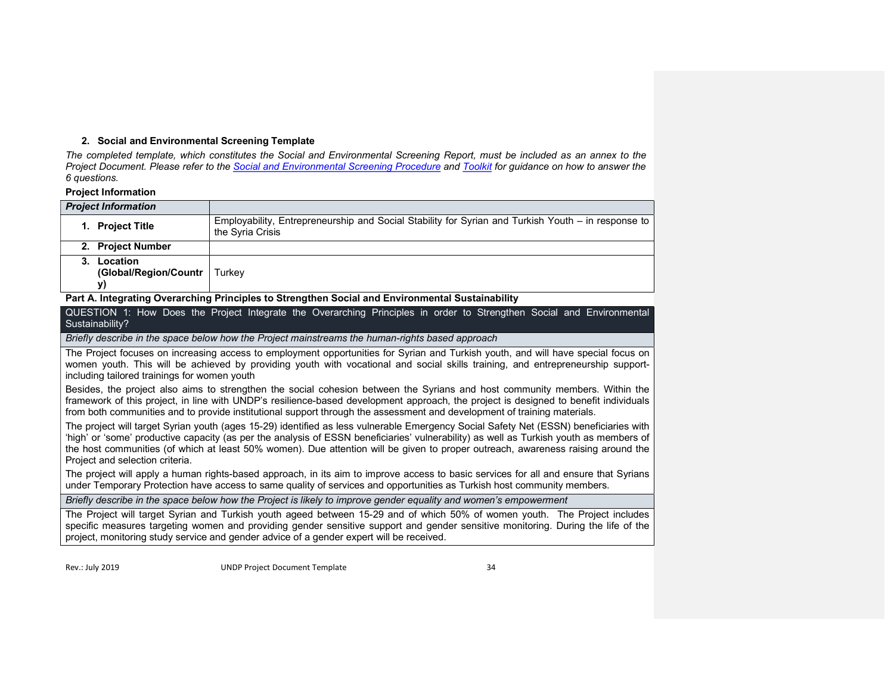## 2. Social and Environmental Screening Template

*The completed template, which constitutes the Social and Environmental Screening Report, must be included as an annex to the Project Document. Please refer to the [Social and Environmental Screening Procedure](#) and [Toolkit](#) for guidance on how to answer the 6 questions.*

**Project Information**

| ***Project Information*** | |
|---|---|
| **1. Project Title** | Employability, Entrepreneurship and Social Stability for Syrian and Turkish Youth – in response to the Syria Crisis |
| **2. Project Number** | |
| **3. Location (Global/Region/Country)** | Turkey |

**Part A. Integrating Overarching Principles to Strengthen Social and Environmental Sustainability**

| QUESTION 1: How Does the Project Integrate the Overarching Principles in order to Strengthen Social and Environmental Sustainability? |
|---|
| *Briefly describe in the space below how the Project mainstreams the human-rights based approach* |
| The Project focuses on increasing access to employment opportunities for Syrian and Turkish youth, and will have special focus on women youth. This will be achieved by providing youth with vocational and social skills training, and entrepreneurship support-including tailored trainings for women youth<br><br>Besides, the project also aims to strengthen the social cohesion between the Syrians and host community members. Within the framework of this project, in line with UNDP's resilience-based development approach, the project is designed to benefit individuals from both communities and to provide institutional support through the assessment and development of training materials.<br><br>The project will target Syrian youth (ages 15-29) identified as less vulnerable Emergency Social Safety Net (ESSN) beneficiaries with 'high' or 'some' productive capacity (as per the analysis of ESSN beneficiaries' vulnerability) as well as Turkish youth as members of the host communities (of which at least 50% women). Due attention will be given to proper outreach, awareness raising around the Project and selection criteria.<br><br>The project will apply a human rights-based approach, in its aim to improve access to basic services for all and ensure that Syrians under Temporary Protection have access to same quality of services and opportunities as Turkish host community members. |
| *Briefly describe in the space below how the Project is likely to improve gender equality and women's empowerment* |
| The Project will target Syrian and Turkish youth ageed between 15-29 and of which 50% of women youth. The Project includes specific measures targeting women and providing gender sensitive support and gender sensitive monitoring. During the life of the project, monitoring study service and gender advice of a gender expert will be received. |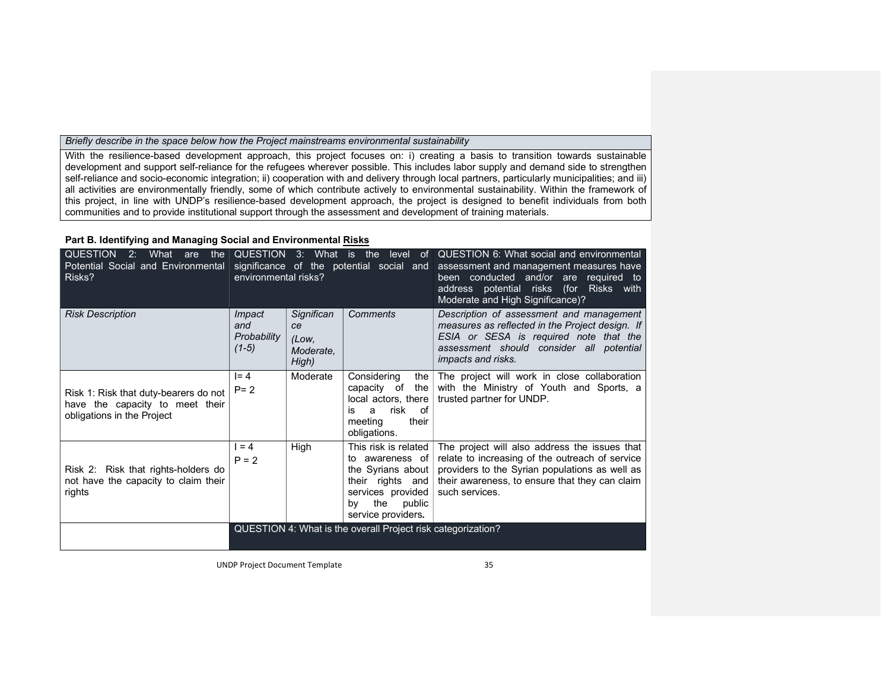| *Briefly describe in the space below how the Project mainstreams environmental sustainability* |
| --- |
| With the resilience-based development approach, this project focuses on: i) creating a basis to transition towards sustainable development and support self-reliance for the refugees wherever possible. This includes labor supply and demand side to strengthen self-reliance and socio-economic integration; ii) cooperation with and delivery through local partners, particularly municipalities; and iii) all activities are environmentally friendly, some of which contribute actively to environmental sustainability. Within the framework of this project, in line with UNDP's resilience-based development approach, the project is designed to benefit individuals from both communities and to provide institutional support through the assessment and development of training materials. |

**Part B. Identifying and Managing Social and Environmental Risks**

| QUESTION 2: What are the Potential Social and Environmental Risks? | QUESTION 3: What is the level of significance of the potential social and environmental risks? | | | QUESTION 6: What social and environmental assessment and management measures have been conducted and/or are required to address potential risks (for Risks with Moderate and High Significance)? |
| --- | --- | --- | --- | --- |
| *Risk Description* | *Impact and Probability (1-5)* | *Significance (Low, Moderate, High)* | *Comments* | *Description of assessment and management measures as reflected in the Project design. If ESIA or SESA is required note that the assessment should consider all potential impacts and risks.* |
| Risk 1: Risk that duty-bearers do not have the capacity to meet their obligations in the Project | I= 4<br>P= 2 | Moderate | Considering the capacity of the local actors, there is a risk of meeting their obligations. | The project will work in close collaboration with the Ministry of Youth and Sports, a trusted partner for UNDP. |
| Risk 2: Risk that rights-holders do not have the capacity to claim their rights | I = 4<br>P = 2 | High | This risk is related to awareness of the Syrians about their rights and services provided by the public service providers. | The project will also address the issues that relate to increasing of the outreach of service providers to the Syrian populations as well as their awareness, to ensure that they can claim such services. |
| | QUESTION 4: What is the overall Project risk categorization? | | | |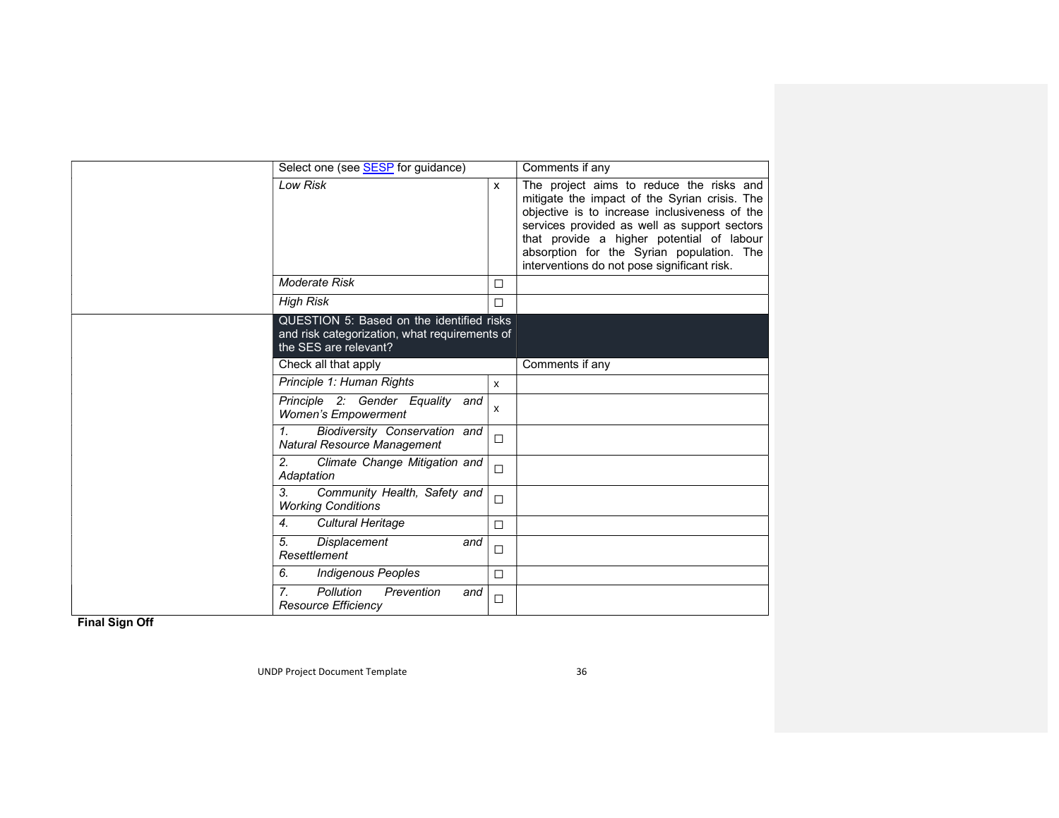| | Select one (see SESP for guidance) | | Comments if any |
|---|---|---|---|
| | *Low Risk* | x | The project aims to reduce the risks and mitigate the impact of the Syrian crisis. The objective is to increase inclusiveness of the services provided as well as support sectors that provide a higher potential of labour absorption for the Syrian population. The interventions do not pose significant risk. |
| | *Moderate Risk* | ☐ | |
| | *High Risk* | ☐ | |
| | QUESTION 5: Based on the identified risks and risk categorization, what requirements of the SES are relevant? | | |
| | Check all that apply | | Comments if any |
| | *Principle 1: Human Rights* | x | |
| | *Principle 2: Gender Equality and Women's Empowerment* | x | |
| | *1. Biodiversity Conservation and Natural Resource Management* | ☐ | |
| | *2. Climate Change Mitigation and Adaptation* | ☐ | |
| | *3. Community Health, Safety and Working Conditions* | ☐ | |
| | *4. Cultural Heritage* | ☐ | |
| | *5. Displacement and Resettlement* | ☐ | |
| | *6. Indigenous Peoples* | ☐ | |
| | *7. Pollution Prevention and Resource Efficiency* | ☐ | |

**Final Sign Off**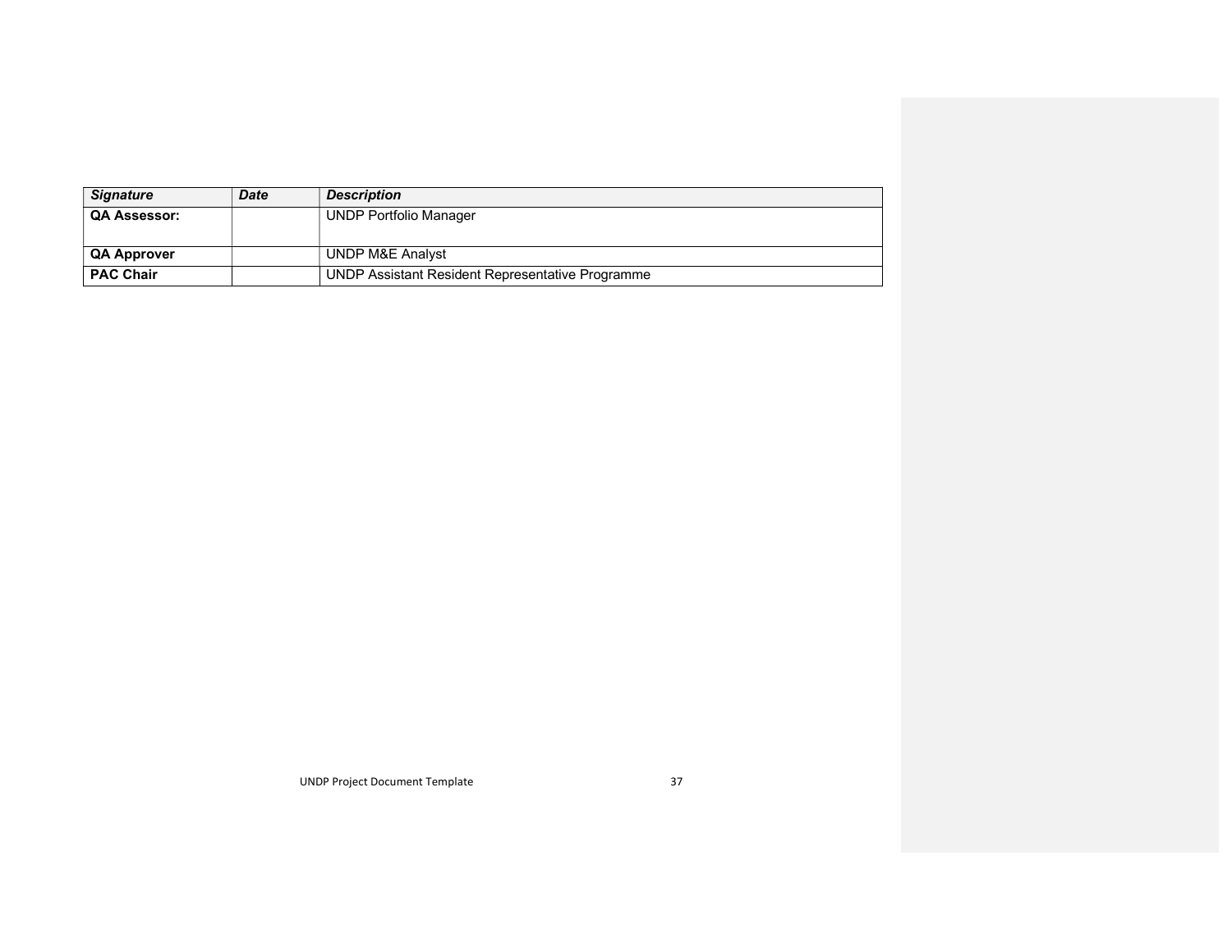| *Signature* | *Date* | *Description* |
| --- | --- | --- |
| **QA Assessor:** | | UNDP Portfolio Manager |
| **QA Approver** | | UNDP M&E Analyst |
| **PAC Chair** | | UNDP Assistant Resident Representative Programme |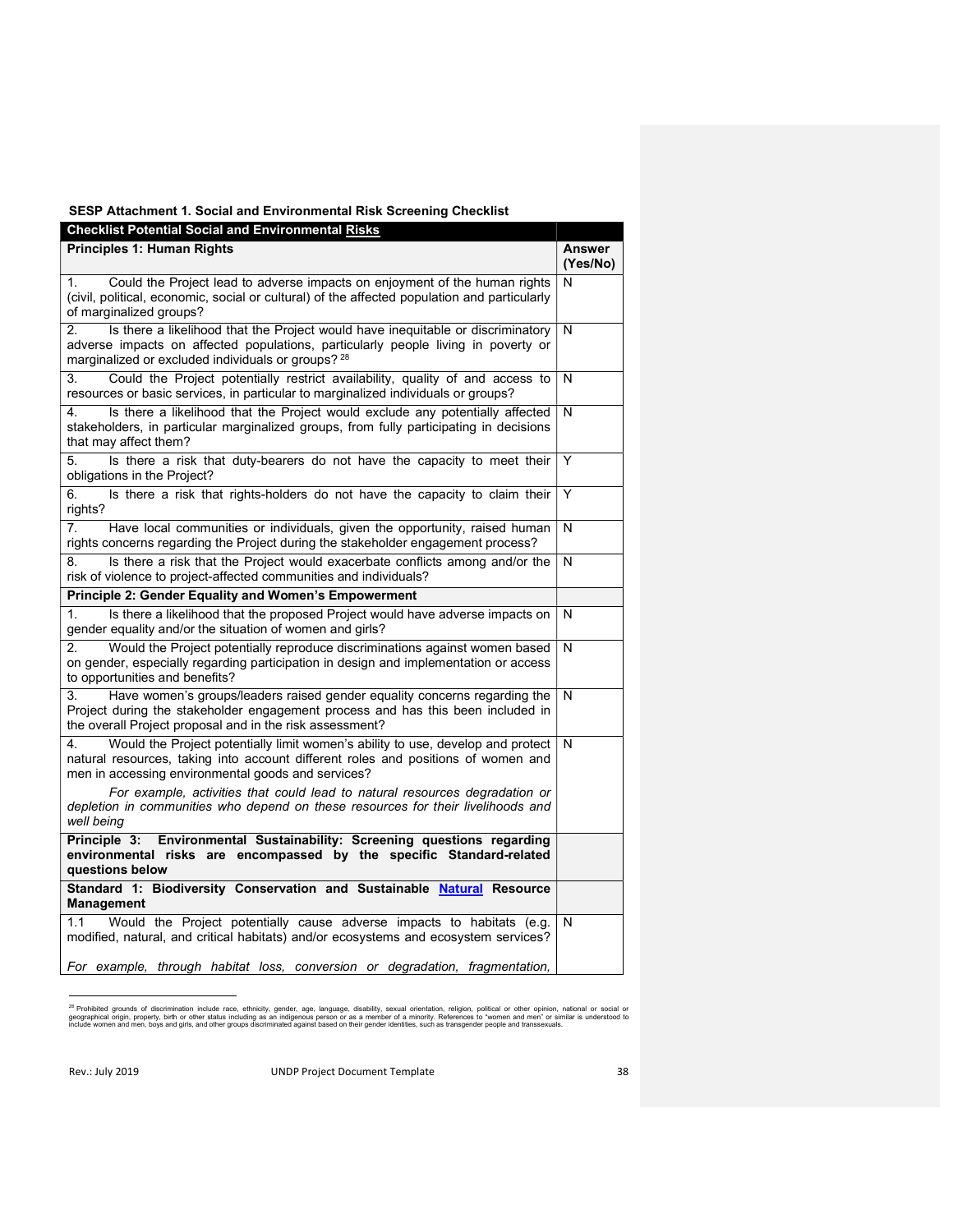**SESP Attachment 1. Social and Environmental Risk Screening Checklist**

| **Checklist Potential Social and Environmental Risks** | |
|---|---|
| **Principles 1: Human Rights** | **Answer (Yes/No)** |
| 1. Could the Project lead to adverse impacts on enjoyment of the human rights (civil, political, economic, social or cultural) of the affected population and particularly of marginalized groups? | N |
| 2. Is there a likelihood that the Project would have inequitable or discriminatory adverse impacts on affected populations, particularly people living in poverty or marginalized or excluded individuals or groups? [28] | N |
| 3. Could the Project potentially restrict availability, quality of and access to resources or basic services, in particular to marginalized individuals or groups? | N |
| 4. Is there a likelihood that the Project would exclude any potentially affected stakeholders, in particular marginalized groups, from fully participating in decisions that may affect them? | N |
| 5. Is there a risk that duty-bearers do not have the capacity to meet their obligations in the Project? | Y |
| 6. Is there a risk that rights-holders do not have the capacity to claim their rights? | Y |
| 7. Have local communities or individuals, given the opportunity, raised human rights concerns regarding the Project during the stakeholder engagement process? | N |
| 8. Is there a risk that the Project would exacerbate conflicts among and/or the risk of violence to project-affected communities and individuals? | N |
| **Principle 2: Gender Equality and Women's Empowerment** | |
| 1. Is there a likelihood that the proposed Project would have adverse impacts on gender equality and/or the situation of women and girls? | N |
| 2. Would the Project potentially reproduce discriminations against women based on gender, especially regarding participation in design and implementation or access to opportunities and benefits? | N |
| 3. Have women's groups/leaders raised gender equality concerns regarding the Project during the stakeholder engagement process and has this been included in the overall Project proposal and in the risk assessment? | N |
| 4. Would the Project potentially limit women's ability to use, develop and protect natural resources, taking into account different roles and positions of women and men in accessing environmental goods and services? *For example, activities that could lead to natural resources degradation or depletion in communities who depend on these resources for their livelihoods and well being* | N |
| **Principle 3: Environmental Sustainability: Screening questions regarding environmental risks are encompassed by the specific Standard-related questions below** | |
| **Standard 1: Biodiversity Conservation and Sustainable Natural Resource Management** | |
| 1.1 Would the Project potentially cause adverse impacts to habitats (e.g. modified, natural, and critical habitats) and/or ecosystems and ecosystem services? *For example, through habitat loss, conversion or degradation, fragmentation,* | N |

[28] Prohibited grounds of discrimination include race, ethnicity, gender, age, language, disability, sexual orientation, religion, political or other opinion, national or social or geographical origin, property, birth or other status including as an indigenous person or as a member of a minority. References to "women and men" or similar is understood to include women and men, boys and girls, and other groups discriminated against based on their gender identities, such as transgender people and transsexuals.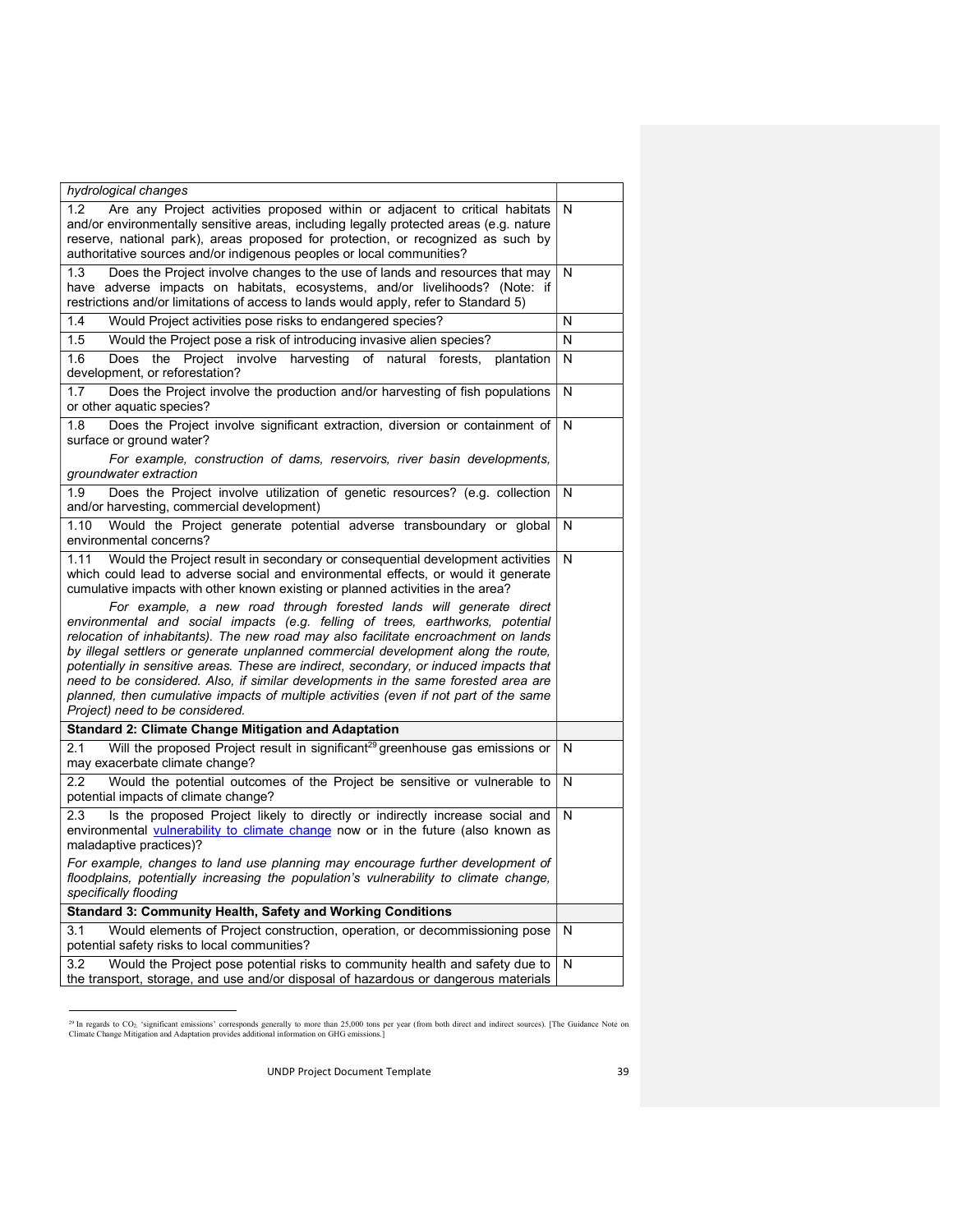| | |
|---|---|
| *hydrological changes* | |
| 1.2 Are any Project activities proposed within or adjacent to critical habitats and/or environmentally sensitive areas, including legally protected areas (e.g. nature reserve, national park), areas proposed for protection, or recognized as such by authoritative sources and/or indigenous peoples or local communities? | N |
| 1.3 Does the Project involve changes to the use of lands and resources that may have adverse impacts on habitats, ecosystems, and/or livelihoods? (Note: if restrictions and/or limitations of access to lands would apply, refer to Standard 5) | N |
| 1.4 Would Project activities pose risks to endangered species? | N |
| 1.5 Would the Project pose a risk of introducing invasive alien species? | N |
| 1.6 Does the Project involve harvesting of natural forests, plantation development, or reforestation? | N |
| 1.7 Does the Project involve the production and/or harvesting of fish populations or other aquatic species? | N |
| 1.8 Does the Project involve significant extraction, diversion or containment of surface or ground water? *For example, construction of dams, reservoirs, river basin developments, groundwater extraction* | N |
| 1.9 Does the Project involve utilization of genetic resources? (e.g. collection and/or harvesting, commercial development) | N |
| 1.10 Would the Project generate potential adverse transboundary or global environmental concerns? | N |
| 1.11 Would the Project result in secondary or consequential development activities which could lead to adverse social and environmental effects, or would it generate cumulative impacts with other known existing or planned activities in the area? *For example, a new road through forested lands will generate direct environmental and social impacts (e.g. felling of trees, earthworks, potential relocation of inhabitants). The new road may also facilitate encroachment on lands by illegal settlers or generate unplanned commercial development along the route, potentially in sensitive areas. These are indirect, secondary, or induced impacts that need to be considered. Also, if similar developments in the same forested area are planned, then cumulative impacts of multiple activities (even if not part of the same Project) need to be considered.* | N |
| **Standard 2: Climate Change Mitigation and Adaptation** | |
| 2.1 Will the proposed Project result in significant[29] greenhouse gas emissions or may exacerbate climate change? | N |
| 2.2 Would the potential outcomes of the Project be sensitive or vulnerable to potential impacts of climate change? | N |
| 2.3 Is the proposed Project likely to directly or indirectly increase social and environmental vulnerability to climate change now or in the future (also known as maladaptive practices)? *For example, changes to land use planning may encourage further development of floodplains, potentially increasing the population's vulnerability to climate change, specifically flooding* | N |
| **Standard 3: Community Health, Safety and Working Conditions** | |
| 3.1 Would elements of Project construction, operation, or decommissioning pose potential safety risks to local communities? | N |
| 3.2 Would the Project pose potential risks to community health and safety due to the transport, storage, and use and/or disposal of hazardous or dangerous materials | N |

[29] In regards to $CO_2$, 'significant emissions' corresponds generally to more than 25,000 tons per year (from both direct and indirect sources). [The Guidance Note on Climate Change Mitigation and Adaptation provides additional information on GHG emissions.]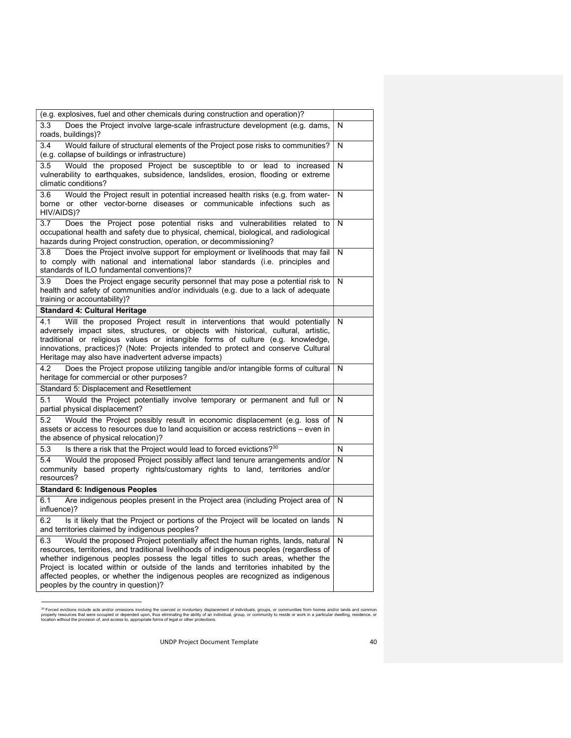| | |
|---|---|
| (e.g. explosives, fuel and other chemicals during construction and operation)? | |
| 3.3 Does the Project involve large-scale infrastructure development (e.g. dams, roads, buildings)? | N |
| 3.4 Would failure of structural elements of the Project pose risks to communities? (e.g. collapse of buildings or infrastructure) | N |
| 3.5 Would the proposed Project be susceptible to or lead to increased vulnerability to earthquakes, subsidence, landslides, erosion, flooding or extreme climatic conditions? | N |
| 3.6 Would the Project result in potential increased health risks (e.g. from water-borne or other vector-borne diseases or communicable infections such as HIV/AIDS)? | N |
| 3.7 Does the Project pose potential risks and vulnerabilities related to occupational health and safety due to physical, chemical, biological, and radiological hazards during Project construction, operation, or decommissioning? | N |
| 3.8 Does the Project involve support for employment or livelihoods that may fail to comply with national and international labor standards (i.e. principles and standards of ILO fundamental conventions)? | N |
| 3.9 Does the Project engage security personnel that may pose a potential risk to health and safety of communities and/or individuals (e.g. due to a lack of adequate training or accountability)? | N |
| **Standard 4: Cultural Heritage** | |
| 4.1 Will the proposed Project result in interventions that would potentially adversely impact sites, structures, or objects with historical, cultural, artistic, traditional or religious values or intangible forms of culture (e.g. knowledge, innovations, practices)? (Note: Projects intended to protect and conserve Cultural Heritage may also have inadvertent adverse impacts) | N |
| 4.2 Does the Project propose utilizing tangible and/or intangible forms of cultural heritage for commercial or other purposes? | N |
| Standard 5: Displacement and Resettlement | |
| 5.1 Would the Project potentially involve temporary or permanent and full or partial physical displacement? | N |
| 5.2 Would the Project possibly result in economic displacement (e.g. loss of assets or access to resources due to land acquisition or access restrictions – even in the absence of physical relocation)? | N |
| 5.3 Is there a risk that the Project would lead to forced evictions?[30] | N |
| 5.4 Would the proposed Project possibly affect land tenure arrangements and/or community based property rights/customary rights to land, territories and/or resources? | N |
| **Standard 6: Indigenous Peoples** | |
| 6.1 Are indigenous peoples present in the Project area (including Project area of influence)? | N |
| 6.2 Is it likely that the Project or portions of the Project will be located on lands and territories claimed by indigenous peoples? | N |
| 6.3 Would the proposed Project potentially affect the human rights, lands, natural resources, territories, and traditional livelihoods of indigenous peoples (regardless of whether indigenous peoples possess the legal titles to such areas, whether the Project is located within or outside of the lands and territories inhabited by the affected peoples, or whether the indigenous peoples are recognized as indigenous peoples by the country in question)? | N |

[30] Forced evictions include acts and/or omissions involving the coerced or involuntary displacement of individuals, groups, or communities from homes and/or lands and common property resources that were occupied or depended upon, thus eliminating the ability of an individual, group, or community to reside or work in a particular dwelling, residence, or location without the provision of, and access to, appropriate forms of legal or other protections.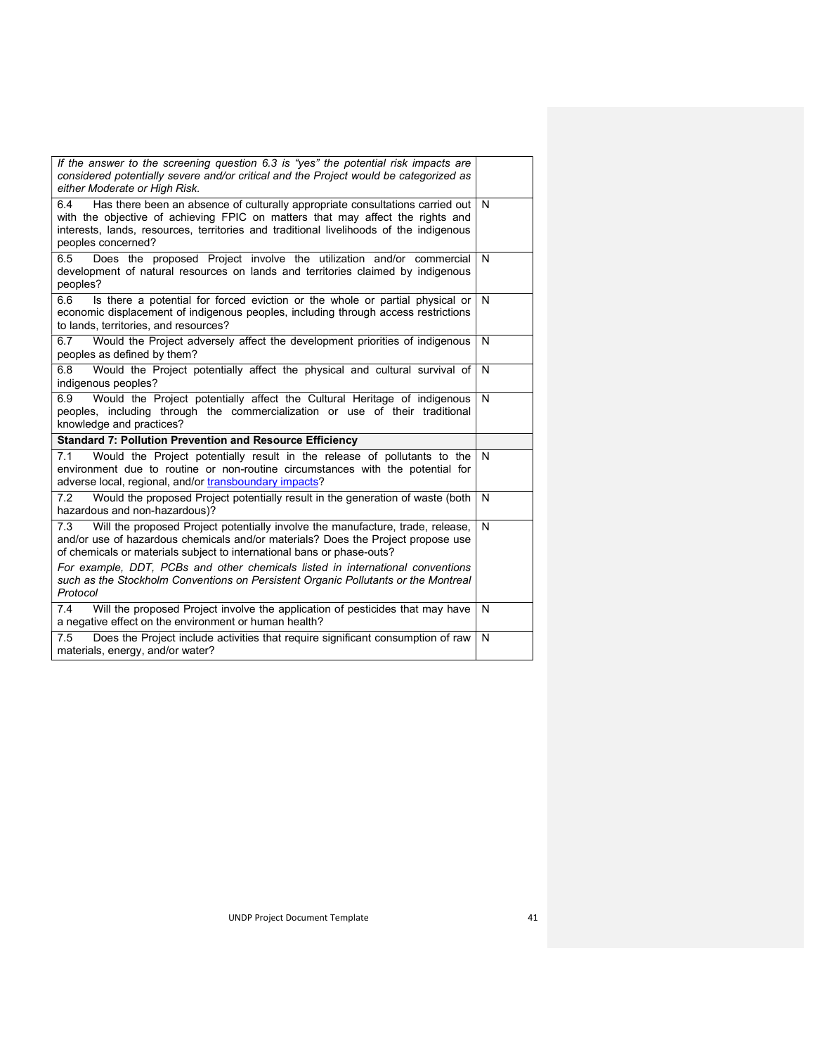| | |
|---|---|
| *If the answer to the screening question 6.3 is "yes" the potential risk impacts are considered potentially severe and/or critical and the Project would be categorized as either Moderate or High Risk.* | |
| 6.4 Has there been an absence of culturally appropriate consultations carried out with the objective of achieving FPIC on matters that may affect the rights and interests, lands, resources, territories and traditional livelihoods of the indigenous peoples concerned? | N |
| 6.5 Does the proposed Project involve the utilization and/or commercial development of natural resources on lands and territories claimed by indigenous peoples? | N |
| 6.6 Is there a potential for forced eviction or the whole or partial physical or economic displacement of indigenous peoples, including through access restrictions to lands, territories, and resources? | N |
| 6.7 Would the Project adversely affect the development priorities of indigenous peoples as defined by them? | N |
| 6.8 Would the Project potentially affect the physical and cultural survival of indigenous peoples? | N |
| 6.9 Would the Project potentially affect the Cultural Heritage of indigenous peoples, including through the commercialization or use of their traditional knowledge and practices? | N |
| **Standard 7: Pollution Prevention and Resource Efficiency** | |
| 7.1 Would the Project potentially result in the release of pollutants to the environment due to routine or non-routine circumstances with the potential for adverse local, regional, and/or transboundary impacts? | N |
| 7.2 Would the proposed Project potentially result in the generation of waste (both hazardous and non-hazardous)? | N |
| 7.3 Will the proposed Project potentially involve the manufacture, trade, release, and/or use of hazardous chemicals and/or materials? Does the Project propose use of chemicals or materials subject to international bans or phase-outs? *For example, DDT, PCBs and other chemicals listed in international conventions such as the Stockholm Conventions on Persistent Organic Pollutants or the Montreal Protocol* | N |
| 7.4 Will the proposed Project involve the application of pesticides that may have a negative effect on the environment or human health? | N |
| 7.5 Does the Project include activities that require significant consumption of raw materials, energy, and/or water? | N |